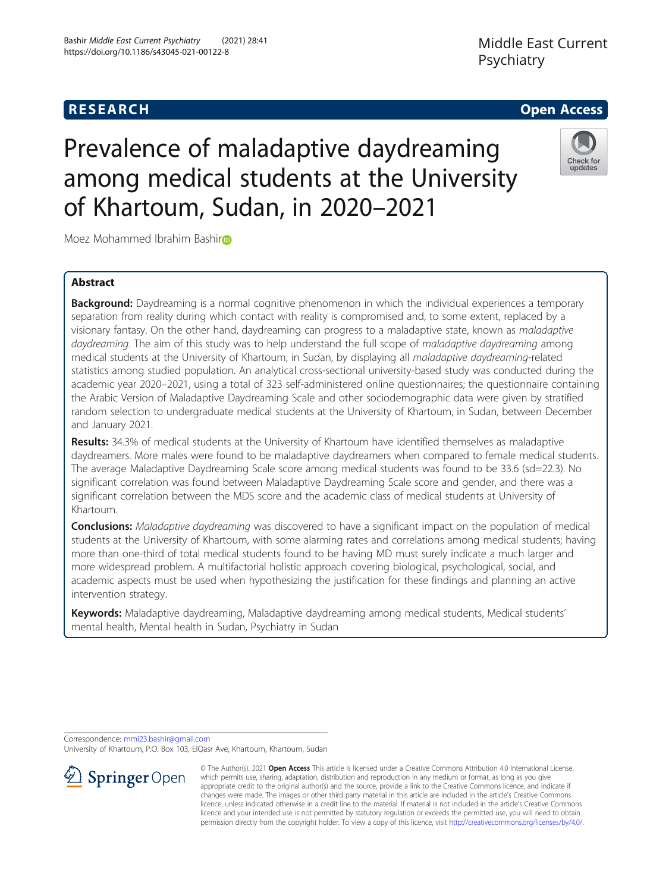RESEARCH

Open Access

# Prevalence of maladaptive daydreaming among medical students at the University of Khartoum, Sudan, in 2020–2021

Moez Mohammed Ibrahim Bashir

## Abstract

**Background:** Daydreaming is a normal cognitive phenomenon in which the individual experiences a temporary separation from reality during which contact with reality is compromised and, to some extent, replaced by a visionary fantasy. On the other hand, daydreaming can progress to a maladaptive state, known as *maladaptive daydreaming*. The aim of this study was to help understand the full scope of *maladaptive daydreaming* among medical students at the University of Khartoum, in Sudan, by displaying all *maladaptive daydreaming*-related statistics among studied population. An analytical cross-sectional university-based study was conducted during the academic year 2020–2021, using a total of 323 self-administered online questionnaires; the questionnaire containing the Arabic Version of Maladaptive Daydreaming Scale and other sociodemographic data were given by stratified random selection to undergraduate medical students at the University of Khartoum, in Sudan, between December and January 2021.

**Results:** 34.3% of medical students at the University of Khartoum have identified themselves as maladaptive daydreamers. More males were found to be maladaptive daydreamers when compared to female medical students. The average Maladaptive Daydreaming Scale score among medical students was found to be 33.6 (sd=22.3). No significant correlation was found between Maladaptive Daydreaming Scale score and gender, and there was a significant correlation between the MDS score and the academic class of medical students at University of Khartoum.

**Conclusions:** *Maladaptive daydreaming* was discovered to have a significant impact on the population of medical students at the University of Khartoum, with some alarming rates and correlations among medical students; having more than one-third of total medical students found to be having MD must surely indicate a much larger and more widespread problem. A multifactorial holistic approach covering biological, psychological, social, and academic aspects must be used when hypothesizing the justification for these findings and planning an active intervention strategy.

**Keywords:** Maladaptive daydreaming, Maladaptive daydreaming among medical students, Medical students' mental health, Mental health in Sudan, Psychiatry in Sudan

Correspondence: mmi23.bashir@gmail.com
University of Khartoum, P.O. Box 103, ElQasr Ave, Khartoum, Khartoum, Sudan

© The Author(s). 2021 **Open Access** This article is licensed under a Creative Commons Attribution 4.0 International License, which permits use, sharing, adaptation, distribution and reproduction in any medium or format, as long as you give appropriate credit to the original author(s) and the source, provide a link to the Creative Commons licence, and indicate if changes were made. The images or other third party material in this article are included in the article's Creative Commons licence, unless indicated otherwise in a credit line to the material. If material is not included in the article's Creative Commons licence and your intended use is not permitted by statutory regulation or exceeds the permitted use, you will need to obtain permission directly from the copyright holder. To view a copy of this licence, visit http://creativecommons.org/licenses/by/4.0/.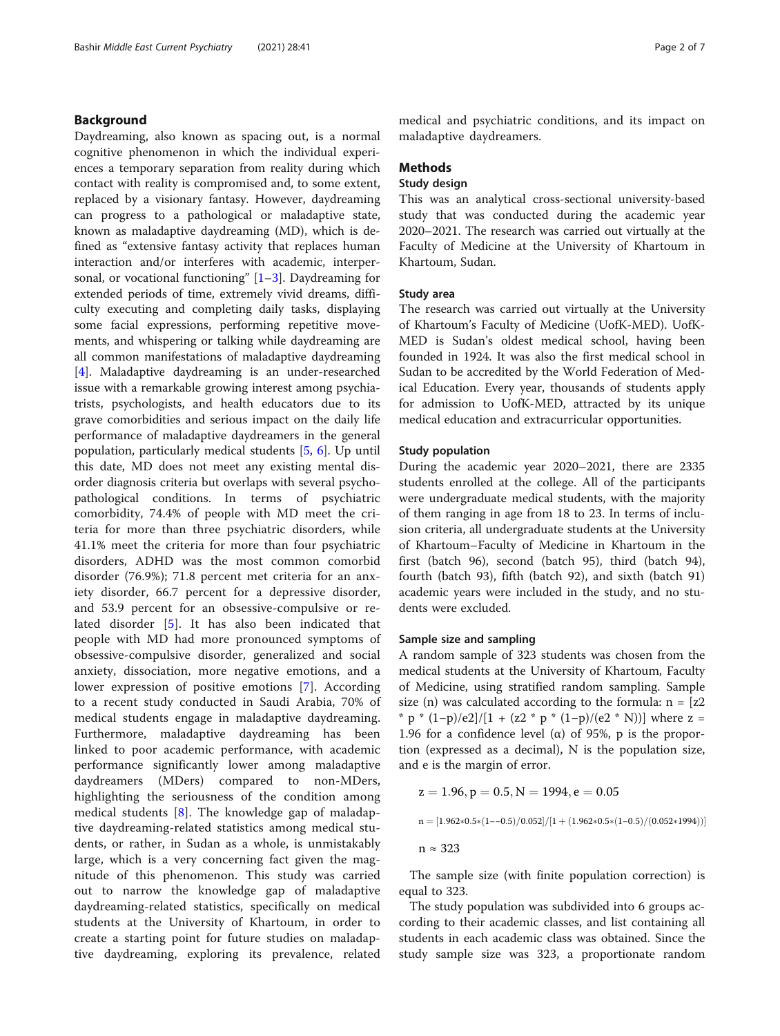## Background

Daydreaming, also known as spacing out, is a normal cognitive phenomenon in which the individual experiences a temporary separation from reality during which contact with reality is compromised and, to some extent, replaced by a visionary fantasy. However, daydreaming can progress to a pathological or maladaptive state, known as maladaptive daydreaming (MD), which is defined as "extensive fantasy activity that replaces human interaction and/or interferes with academic, interpersonal, or vocational functioning" [1–3]. Daydreaming for extended periods of time, extremely vivid dreams, difficulty executing and completing daily tasks, displaying some facial expressions, performing repetitive movements, and whispering or talking while daydreaming are all common manifestations of maladaptive daydreaming [4]. Maladaptive daydreaming is an under-researched issue with a remarkable growing interest among psychiatrists, psychologists, and health educators due to its grave comorbidities and serious impact on the daily life performance of maladaptive daydreamers in the general population, particularly medical students [5, 6]. Up until this date, MD does not meet any existing mental disorder diagnosis criteria but overlaps with several psychopathological conditions. In terms of psychiatric comorbidity, 74.4% of people with MD meet the criteria for more than three psychiatric disorders, while 41.1% meet the criteria for more than four psychiatric disorders, ADHD was the most common comorbid disorder (76.9%); 71.8 percent met criteria for an anxiety disorder, 66.7 percent for a depressive disorder, and 53.9 percent for an obsessive-compulsive or related disorder [5]. It has also been indicated that people with MD had more pronounced symptoms of obsessive-compulsive disorder, generalized and social anxiety, dissociation, more negative emotions, and a lower expression of positive emotions [7]. According to a recent study conducted in Saudi Arabia, 70% of medical students engage in maladaptive daydreaming. Furthermore, maladaptive daydreaming has been linked to poor academic performance, with academic performance significantly lower among maladaptive daydreamers (MDers) compared to non-MDers, highlighting the seriousness of the condition among medical students [8]. The knowledge gap of maladaptive daydreaming-related statistics among medical students, or rather, in Sudan as a whole, is unmistakably large, which is a very concerning fact given the magnitude of this phenomenon. This study was carried out to narrow the knowledge gap of maladaptive daydreaming-related statistics, specifically on medical students at the University of Khartoum, in order to create a starting point for future studies on maladaptive daydreaming, exploring its prevalence, related medical and psychiatric conditions, and its impact on maladaptive daydreamers.

## Methods

### Study design

This was an analytical cross-sectional university-based study that was conducted during the academic year 2020–2021. The research was carried out virtually at the Faculty of Medicine at the University of Khartoum in Khartoum, Sudan.

### Study area

The research was carried out virtually at the University of Khartoum's Faculty of Medicine (UofK-MED). UofK-MED is Sudan's oldest medical school, having been founded in 1924. It was also the first medical school in Sudan to be accredited by the World Federation of Medical Education. Every year, thousands of students apply for admission to UofK-MED, attracted by its unique medical education and extracurricular opportunities.

### Study population

During the academic year 2020–2021, there are 2335 students enrolled at the college. All of the participants were undergraduate medical students, with the majority of them ranging in age from 18 to 23. In terms of inclusion criteria, all undergraduate students at the University of Khartoum−Faculty of Medicine in Khartoum in the first (batch 96), second (batch 95), third (batch 94), fourth (batch 93), fifth (batch 92), and sixth (batch 91) academic years were included in the study, and no students were excluded.

### Sample size and sampling

A random sample of 323 students was chosen from the medical students at the University of Khartoum, Faculty of Medicine, using stratified random sampling. Sample size (n) was calculated according to the formula: n = [z2 * p * (1−p)/e2]/[1 + (z2 * p * (1−p)/(e2 * N))] where z = 1.96 for a confidence level (α) of 95%, p is the proportion (expressed as a decimal), N is the population size, and e is the margin of error.

$$z = 1.96, p = 0.5, N = 1994, e = 0.05$$

$$n = [1.962*0.5*(1--0.5)/0.052]/[1 + (1.962*0.5*(1-0.5)/(0.052*1994))]$$

$$n \approx 323$$

The sample size (with finite population correction) is equal to 323.

The study population was subdivided into 6 groups according to their academic classes, and list containing all students in each academic class was obtained. Since the study sample size was 323, a proportionate random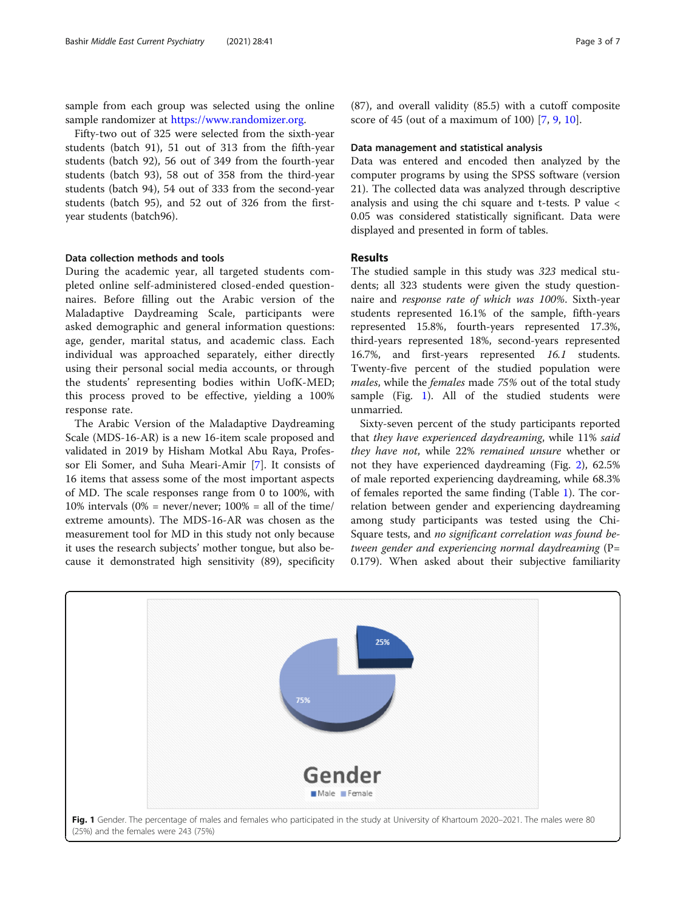sample from each group was selected using the online sample randomizer at https://www.randomizer.org.

Fifty-two out of 325 were selected from the sixth-year students (batch 91), 51 out of 313 from the fifth-year students (batch 92), 56 out of 349 from the fourth-year students (batch 93), 58 out of 358 from the third-year students (batch 94), 54 out of 333 from the second-year students (batch 95), and 52 out of 326 from the first-year students (batch96).

### Data collection methods and tools

During the academic year, all targeted students completed online self-administered closed-ended questionnaires. Before filling out the Arabic version of the Maladaptive Daydreaming Scale, participants were asked demographic and general information questions: age, gender, marital status, and academic class. Each individual was approached separately, either directly using their personal social media accounts, or through the students' representing bodies within UofK-MED; this process proved to be effective, yielding a 100% response rate.

The Arabic Version of the Maladaptive Daydreaming Scale (MDS-16-AR) is a new 16-item scale proposed and validated in 2019 by Hisham Motkal Abu Raya, Professor Eli Somer, and Suha Meari-Amir [7]. It consists of 16 items that assess some of the most important aspects of MD. The scale responses range from 0 to 100%, with 10% intervals (0% = never/never; 100% = all of the time/ extreme amounts). The MDS-16-AR was chosen as the measurement tool for MD in this study not only because it uses the research subjects' mother tongue, but also because it demonstrated high sensitivity (89), specificity (87), and overall validity (85.5) with a cutoff composite score of 45 (out of a maximum of 100) [7, 9, 10].

### Data management and statistical analysis

Data was entered and encoded then analyzed by the computer programs by using the SPSS software (version 21). The collected data was analyzed through descriptive analysis and using the chi square and t-tests. P value < 0.05 was considered statistically significant. Data were displayed and presented in form of tables.

## Results

The studied sample in this study was *323* medical students; all 323 students were given the study questionnaire and *response rate of which was 100%*. Sixth-year students represented 16.1% of the sample, fifth-years represented 15.8%, fourth-years represented 17.3%, third-years represented 18%, second-years represented 16.7%, and first-years represented *16.1* students. Twenty-five percent of the studied population were *males*, while the *females* made *75%* out of the total study sample (Fig. 1). All of the studied students were unmarried.

Sixty-seven percent of the study participants reported that *they have experienced daydreaming*, while 11% *said they have not*, while 22% *remained unsure* whether or not they have experienced daydreaming (Fig. 2), 62.5% of male reported experiencing daydreaming, while 68.3% of females reported the same finding (Table 1). The correlation between gender and experiencing daydreaming among study participants was tested using the Chi-Square tests, and *no significant correlation was found between gender and experiencing normal daydreaming* (P= 0.179). When asked about their subjective familiarity

**Fig. 1** Gender. The percentage of males and females who participated in the study at University of Khartoum 2020–2021. The males were 80 (25%) and the females were 243 (75%)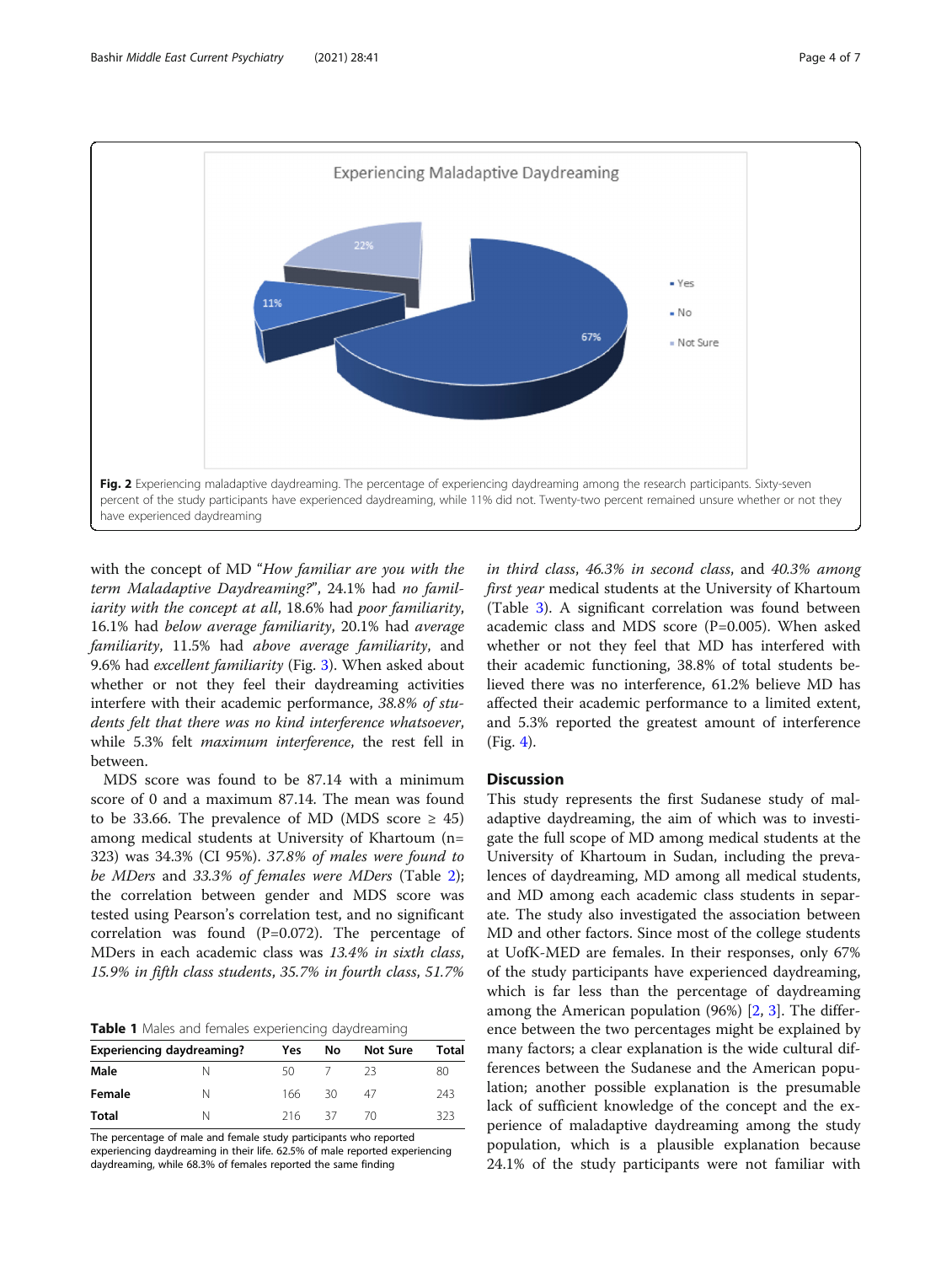Fig. 2 Experiencing maladaptive daydreaming. The percentage of experiencing daydreaming among the research participants. Sixty-seven percent of the study participants have experienced daydreaming, while 11% did not. Twenty-two percent remained unsure whether or not they have experienced daydreaming

with the concept of MD "*How familiar are you with the term Maladaptive Daydreaming?*", 24.1% had *no familiarity with the concept at all*, 18.6% had *poor familiarity*, 16.1% had *below average familiarity*, 20.1% had *average familiarity*, 11.5% had *above average familiarity*, and 9.6% had *excellent familiarity* (Fig. 3). When asked about whether or not they feel their daydreaming activities interfere with their academic performance, *38.8% of students felt that there was no kind interference whatsoever*, while 5.3% felt *maximum interference*, the rest fell in between.

MDS score was found to be 87.14 with a minimum score of 0 and a maximum 87.14. The mean was found to be 33.66. The prevalence of MD (MDS score ≥ 45) among medical students at University of Khartoum (n= 323) was 34.3% (CI 95%). *37.8% of males were found to be MDers* and *33.3% of females were MDers* (Table 2); the correlation between gender and MDS score was tested using Pearson's correlation test, and no significant correlation was found (P=0.072). The percentage of MDers in each academic class was *13.4% in sixth class, 15.9% in fifth class students*, *35.7% in fourth class*, *51.7% in third class*, *46.3% in second class*, and *40.3% among first year* medical students at the University of Khartoum (Table 3). A significant correlation was found between academic class and MDS score (P=0.005). When asked whether or not they feel that MD has interfered with their academic functioning, 38.8% of total students believed there was no interference, 61.2% believe MD has affected their academic performance to a limited extent, and 5.3% reported the greatest amount of interference (Fig. 4).

**Table 1** Males and females experiencing daydreaming

| Experiencing daydreaming? | | Yes | No | Not Sure | Total |
|---|---|---|---|---|---|
| **Male** | N | 50 | 7 | 23 | 80 |
| **Female** | N | 166 | 30 | 47 | 243 |
| **Total** | N | 216 | 37 | 70 | 323 |

The percentage of male and female study participants who reported experiencing daydreaming in their life. 62.5% of male reported experiencing daydreaming, while 68.3% of females reported the same finding

## Discussion

This study represents the first Sudanese study of maladaptive daydreaming, the aim of which was to investigate the full scope of MD among medical students at the University of Khartoum in Sudan, including the prevalences of daydreaming, MD among all medical students, and MD among each academic class students in separate. The study also investigated the association between MD and other factors. Since most of the college students at UofK-MED are females. In their responses, only 67% of the study participants have experienced daydreaming, which is far less than the percentage of daydreaming among the American population (96%) [2, 3]. The difference between the two percentages might be explained by many factors; a clear explanation is the wide cultural differences between the Sudanese and the American population; another possible explanation is the presumable lack of sufficient knowledge of the concept and the experience of maladaptive daydreaming among the study population, which is a plausible explanation because 24.1% of the study participants were not familiar with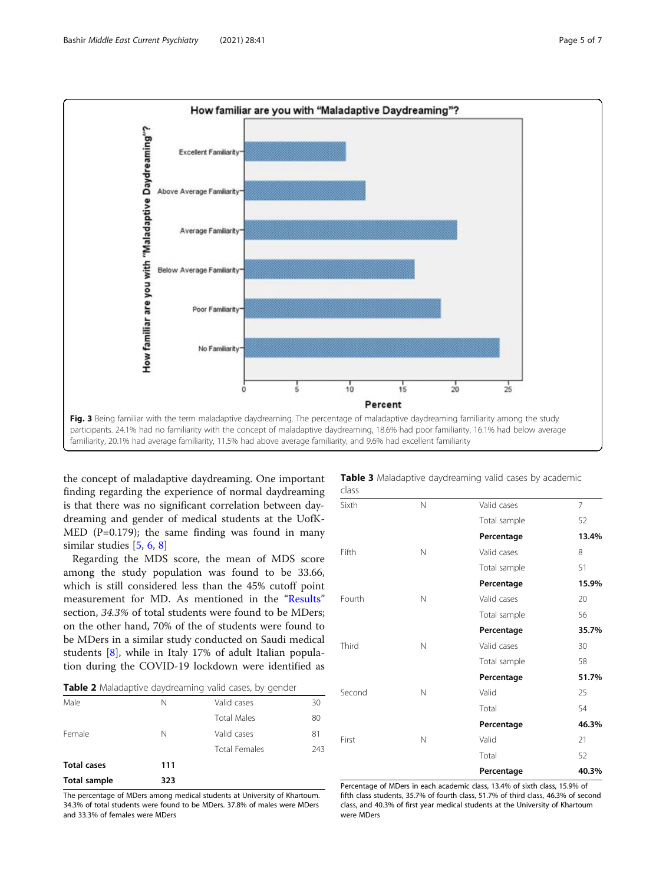**Fig. 3** Being familiar with the term maladaptive daydreaming. The percentage of maladaptive daydreaming familiarity among the study participants. 24.1% had no familiarity with the concept of maladaptive daydreaming, 18.6% had poor familiarity, 16.1% had below average familiarity, 20.1% had average familiarity, 11.5% had above average familiarity, and 9.6% had excellent familiarity

the concept of maladaptive daydreaming. One important finding regarding the experience of normal daydreaming is that there was no significant correlation between daydreaming and gender of medical students at the UofK-MED (P=0.179); the same finding was found in many similar studies [5, 6, 8]

Regarding the MDS score, the mean of MDS score among the study population was found to be 33.66, which is still considered less than the 45% cutoff point measurement for MD. As mentioned in the "Results" section, *34.3%* of total students were found to be MDers; on the other hand, 70% of the of students were found to be MDers in a similar study conducted on Saudi medical students [8], while in Italy 17% of adult Italian population during the COVID-19 lockdown were identified as

**Table 2** Maladaptive daydreaming valid cases, by gender

| | | | |
|---|---|---|---|
| Male | N | Valid cases | 30 |
| | | Total Males | 80 |
| Female | N | Valid cases | 81 |
| | | Total Females | 243 |
| **Total cases** | **111** | | |
| **Total sample** | **323** | | |

The percentage of MDers among medical students at University of Khartoum. 34.3% of total students were found to be MDers. 37.8% of males were MDers and 33.3% of females were MDers

**Table 3** Maladaptive daydreaming valid cases by academic class

| | | | |
|---|---|---|---|
| Sixth | N | Valid cases | 7 |
| | | Total sample | 52 |
| | | **Percentage** | **13.4%** |
| Fifth | N | Valid cases | 8 |
| | | Total sample | 51 |
| | | **Percentage** | **15.9%** |
| Fourth | N | Valid cases | 20 |
| | | Total sample | 56 |
| | | **Percentage** | **35.7%** |
| Third | N | Valid cases | 30 |
| | | Total sample | 58 |
| | | **Percentage** | **51.7%** |
| Second | N | Valid | 25 |
| | | Total | 54 |
| | | **Percentage** | **46.3%** |
| First | N | Valid | 21 |
| | | Total | 52 |
| | | **Percentage** | **40.3%** |

Percentage of MDers in each academic class, 13.4% of sixth class, 15.9% of fifth class students, 35.7% of fourth class, 51.7% of third class, 46.3% of second class, and 40.3% of first year medical students at the University of Khartoum were MDers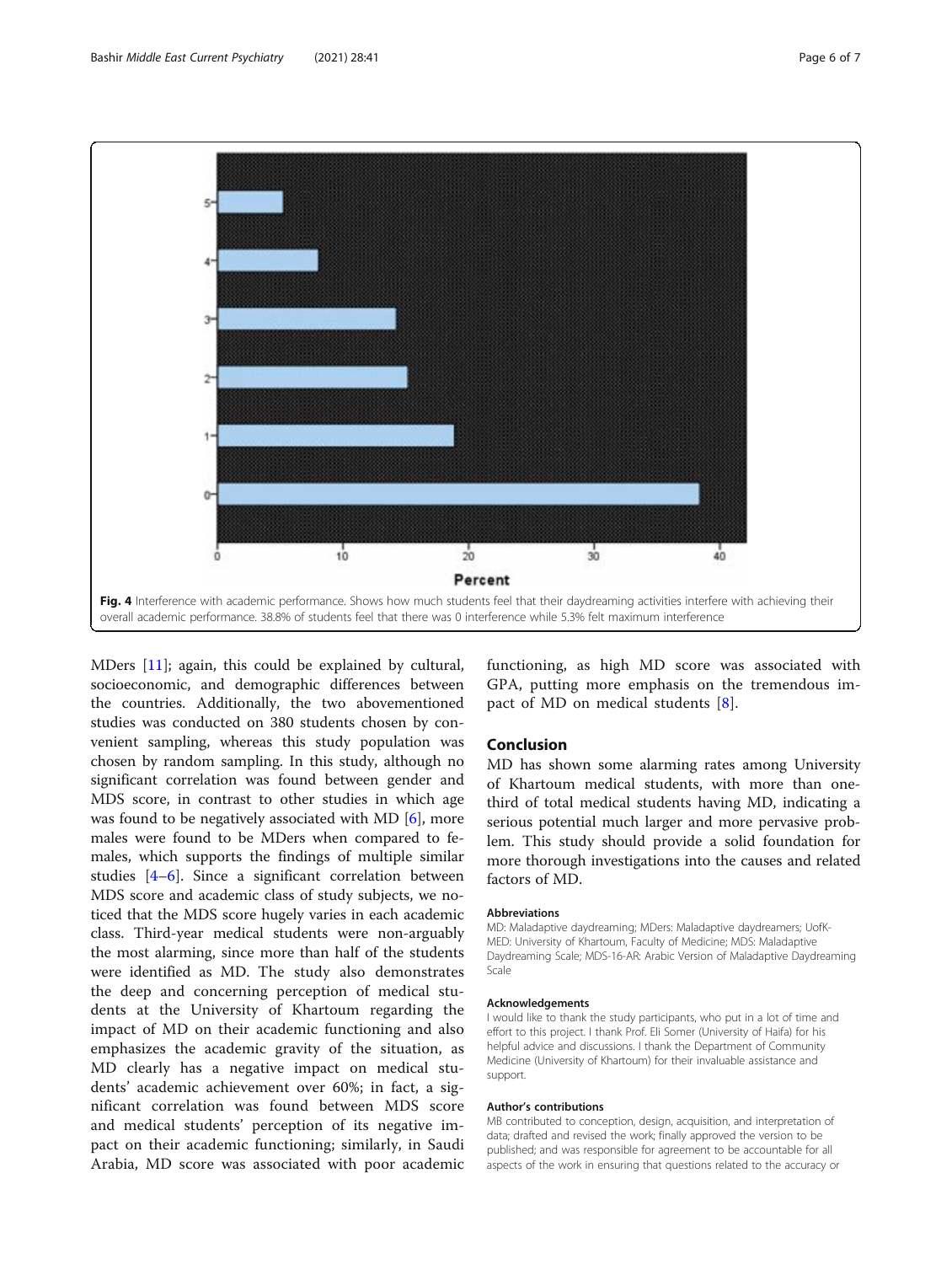Fig. 4 Interference with academic performance. Shows how much students feel that their daydreaming activities interfere with achieving their overall academic performance. 38.8% of students feel that there was 0 interference while 5.3% felt maximum interference

MDers [11]; again, this could be explained by cultural, socioeconomic, and demographic differences between the countries. Additionally, the two abovementioned studies was conducted on 380 students chosen by convenient sampling, whereas this study population was chosen by random sampling. In this study, although no significant correlation was found between gender and MDS score, in contrast to other studies in which age was found to be negatively associated with MD [6], more males were found to be MDers when compared to females, which supports the findings of multiple similar studies [4–6]. Since a significant correlation between MDS score and academic class of study subjects, we noticed that the MDS score hugely varies in each academic class. Third-year medical students were non-arguably the most alarming, since more than half of the students were identified as MD. The study also demonstrates the deep and concerning perception of medical students at the University of Khartoum regarding the impact of MD on their academic functioning and also emphasizes the academic gravity of the situation, as MD clearly has a negative impact on medical students' academic achievement over 60%; in fact, a significant correlation was found between MDS score and medical students' perception of its negative impact on their academic functioning; similarly, in Saudi Arabia, MD score was associated with poor academic functioning, as high MD score was associated with GPA, putting more emphasis on the tremendous impact of MD on medical students [8].

## Conclusion

MD has shown some alarming rates among University of Khartoum medical students, with more than one-third of total medical students having MD, indicating a serious potential much larger and more pervasive problem. This study should provide a solid foundation for more thorough investigations into the causes and related factors of MD.

### Abbreviations

MD: Maladaptive daydreaming; MDers: Maladaptive daydreamers; UofK-MED: University of Khartoum, Faculty of Medicine; MDS: Maladaptive Daydreaming Scale; MDS-16-AR: Arabic Version of Maladaptive Daydreaming Scale

### Acknowledgements

I would like to thank the study participants, who put in a lot of time and effort to this project. I thank Prof. Eli Somer (University of Haifa) for his helpful advice and discussions. I thank the Department of Community Medicine (University of Khartoum) for their invaluable assistance and support.

### Author's contributions

MB contributed to conception, design, acquisition, and interpretation of data; drafted and revised the work; finally approved the version to be published; and was responsible for agreement to be accountable for all aspects of the work in ensuring that questions related to the accuracy or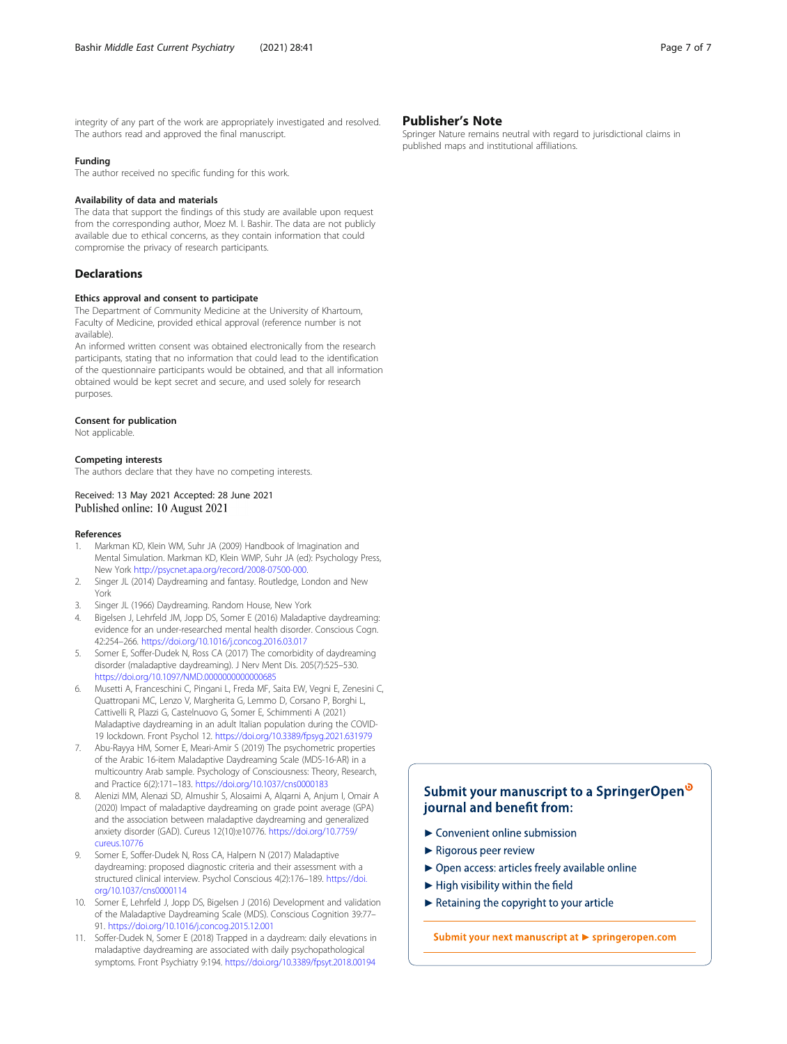integrity of any part of the work are appropriately investigated and resolved. The authors read and approved the final manuscript.

### Funding

The author received no specific funding for this work.

### Availability of data and materials

The data that support the findings of this study are available upon request from the corresponding author, Moez M. I. Bashir. The data are not publicly available due to ethical concerns, as they contain information that could compromise the privacy of research participants.

## Declarations

### Ethics approval and consent to participate

The Department of Community Medicine at the University of Khartoum, Faculty of Medicine, provided ethical approval (reference number is not available).

An informed written consent was obtained electronically from the research participants, stating that no information that could lead to the identification of the questionnaire participants would be obtained, and that all information obtained would be kept secret and secure, and used solely for research purposes.

### Consent for publication

Not applicable.

### Competing interests

The authors declare that they have no competing interests.

Received: 13 May 2021 Accepted: 28 June 2021
Published online: 10 August 2021

### References

1. Markman KD, Klein WM, Suhr JA (2009) Handbook of Imagination and Mental Simulation. Markman KD, Klein WMP, Suhr JA (ed): Psychology Press, New York http://psycnet.apa.org/record/2008-07500-000.
2. Singer JL (2014) Daydreaming and fantasy. Routledge, London and New York
3. Singer JL (1966) Daydreaming. Random House, New York
4. Bigelsen J, Lehrfeld JM, Jopp DS, Somer E (2016) Maladaptive daydreaming: evidence for an under-researched mental health disorder. Conscious Cogn. 42:254–266. https://doi.org/10.1016/j.concog.2016.03.017
5. Somer E, Soffer-Dudek N, Ross CA (2017) The comorbidity of daydreaming disorder (maladaptive daydreaming). J Nerv Ment Dis. 205(7):525–530. https://doi.org/10.1097/NMD.0000000000000685
6. Musetti A, Franceschini C, Pingani L, Freda MF, Saita EW, Vegni E, Zenesini C, Quattropani MC, Lenzo V, Margherita G, Lemmo D, Corsano P, Borghi L, Cattivelli R, Plazzi G, Castelnuovo G, Somer E, Schimmenti A (2021) Maladaptive daydreaming in an adult Italian population during the COVID-19 lockdown. Front Psychol 12. https://doi.org/10.3389/fpsyg.2021.631979
7. Abu-Rayya HM, Somer E, Meari-Amir S (2019) The psychometric properties of the Arabic 16-item Maladaptive Daydreaming Scale (MDS-16-AR) in a multicountry Arab sample. Psychology of Consciousness: Theory, Research, and Practice 6(2):171–183. https://doi.org/10.1037/cns0000183
8. Alenizi MM, Alenazi SD, Almushir S, Alosaimi A, Alqarni A, Anjum I, Omair A (2020) Impact of maladaptive daydreaming on grade point average (GPA) and the association between maladaptive daydreaming and generalized anxiety disorder (GAD). Cureus 12(10):e10776. https://doi.org/10.7759/cureus.10776
9. Somer E, Soffer-Dudek N, Ross CA, Halpern N (2017) Maladaptive daydreaming: proposed diagnostic criteria and their assessment with a structured clinical interview. Psychol Conscious 4(2):176–189. https://doi.org/10.1037/cns0000114
10. Somer E, Lehrfeld J, Jopp DS, Bigelsen J (2016) Development and validation of the Maladaptive Daydreaming Scale (MDS). Conscious Cognition 39:77–91. https://doi.org/10.1016/j.concog.2015.12.001
11. Soffer-Dudek N, Somer E (2018) Trapped in a daydream: daily elevations in maladaptive daydreaming are associated with daily psychopathological symptoms. Front Psychiatry 9:194. https://doi.org/10.3389/fpsyt.2018.00194

## Publisher's Note

Springer Nature remains neutral with regard to jurisdictional claims in published maps and institutional affiliations.

**Submit your manuscript to a SpringerOpen journal and benefit from:**

- ► Convenient online submission
- ► Rigorous peer review
- ► Open access: articles freely available online
- ► High visibility within the field
- ► Retaining the copyright to your article

**Submit your next manuscript at ► springeropen.com**